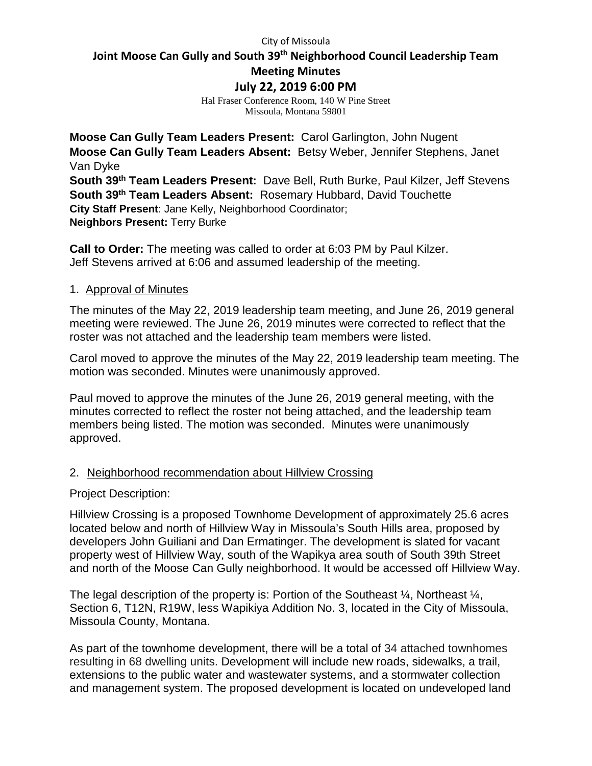City of Missoula

# Joint Moose Can Gully and South 39th Neighborhood Council Leadership Team Meeting Minutes

## July 22, 2019 6:00 PM

Hal Fraser Conference Room, 140 W Pine Street
Missoula, Montana 59801

**Moose Can Gully Team Leaders Present:** Carol Garlington, John Nugent
**Moose Can Gully Team Leaders Absent:** Betsy Weber, Jennifer Stephens, Janet Van Dyke
**South 39th Team Leaders Present:** Dave Bell, Ruth Burke, Paul Kilzer, Jeff Stevens
**South 39th Team Leaders Absent:** Rosemary Hubbard, David Touchette
**City Staff Present**: Jane Kelly, Neighborhood Coordinator;
**Neighbors Present:** Terry Burke

**Call to Order:** The meeting was called to order at 6:03 PM by Paul Kilzer.
Jeff Stevens arrived at 6:06 and assumed leadership of the meeting.

1. Approval of Minutes

The minutes of the May 22, 2019 leadership team meeting, and June 26, 2019 general meeting were reviewed. The June 26, 2019 minutes were corrected to reflect that the roster was not attached and the leadership team members were listed.

Carol moved to approve the minutes of the May 22, 2019 leadership team meeting. The motion was seconded. Minutes were unanimously approved.

Paul moved to approve the minutes of the June 26, 2019 general meeting, with the minutes corrected to reflect the roster not being attached, and the leadership team members being listed. The motion was seconded. Minutes were unanimously approved.

2. Neighborhood recommendation about Hillview Crossing

Project Description:

Hillview Crossing is a proposed Townhome Development of approximately 25.6 acres located below and north of Hillview Way in Missoula's South Hills area, proposed by developers John Guiliani and Dan Ermatinger. The development is slated for vacant property west of Hillview Way, south of the Wapikya area south of South 39th Street and north of the Moose Can Gully neighborhood. It would be accessed off Hillview Way.

The legal description of the property is: Portion of the Southeast ¼, Northeast ¼, Section 6, T12N, R19W, less Wapikiya Addition No. 3, located in the City of Missoula, Missoula County, Montana.

As part of the townhome development, there will be a total of 34 attached townhomes resulting in 68 dwelling units. Development will include new roads, sidewalks, a trail, extensions to the public water and wastewater systems, and a stormwater collection and management system. The proposed development is located on undeveloped land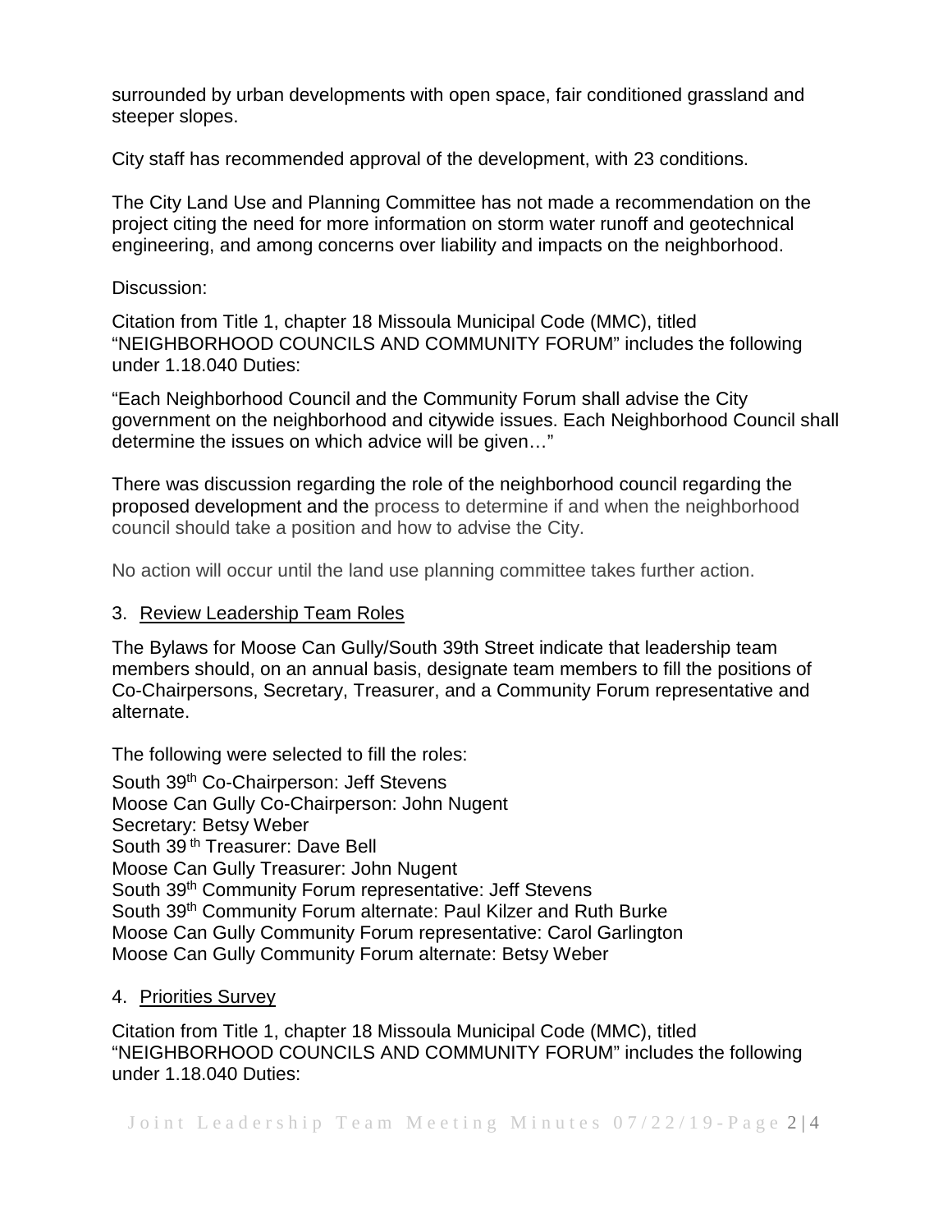surrounded by urban developments with open space, fair conditioned grassland and steeper slopes.

City staff has recommended approval of the development, with 23 conditions.

The City Land Use and Planning Committee has not made a recommendation on the project citing the need for more information on storm water runoff and geotechnical engineering, and among concerns over liability and impacts on the neighborhood.

Discussion:

Citation from Title 1, chapter 18 Missoula Municipal Code (MMC), titled "NEIGHBORHOOD COUNCILS AND COMMUNITY FORUM" includes the following under 1.18.040 Duties:

"Each Neighborhood Council and the Community Forum shall advise the City government on the neighborhood and citywide issues. Each Neighborhood Council shall determine the issues on which advice will be given…"

There was discussion regarding the role of the neighborhood council regarding the proposed development and the process to determine if and when the neighborhood council should take a position and how to advise the City.

No action will occur until the land use planning committee takes further action.

3. <u>Review Leadership Team Roles</u>

The Bylaws for Moose Can Gully/South 39th Street indicate that leadership team members should, on an annual basis, designate team members to fill the positions of Co-Chairpersons, Secretary, Treasurer, and a Community Forum representative and alternate.

The following were selected to fill the roles:

South 39th Co-Chairperson: Jeff Stevens
Moose Can Gully Co-Chairperson: John Nugent
Secretary: Betsy Weber
South 39th Treasurer: Dave Bell
Moose Can Gully Treasurer: John Nugent
South 39th Community Forum representative: Jeff Stevens
South 39th Community Forum alternate: Paul Kilzer and Ruth Burke
Moose Can Gully Community Forum representative: Carol Garlington
Moose Can Gully Community Forum alternate: Betsy Weber

4. <u>Priorities Survey</u>

Citation from Title 1, chapter 18 Missoula Municipal Code (MMC), titled "NEIGHBORHOOD COUNCILS AND COMMUNITY FORUM" includes the following under 1.18.040 Duties: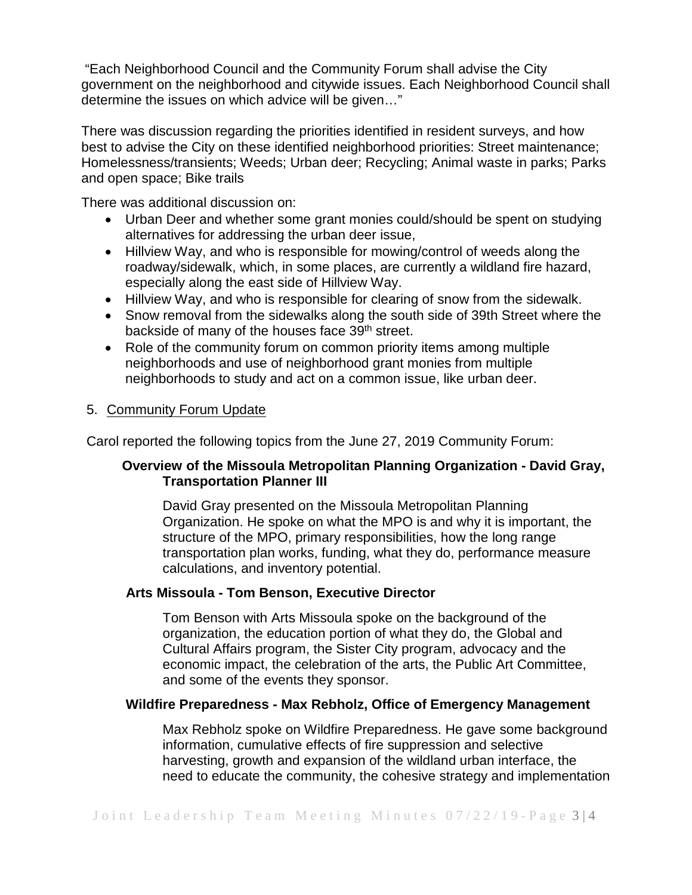"Each Neighborhood Council and the Community Forum shall advise the City government on the neighborhood and citywide issues. Each Neighborhood Council shall determine the issues on which advice will be given…"

There was discussion regarding the priorities identified in resident surveys, and how best to advise the City on these identified neighborhood priorities: Street maintenance; Homelessness/transients; Weeds; Urban deer; Recycling; Animal waste in parks; Parks and open space; Bike trails

There was additional discussion on:

- Urban Deer and whether some grant monies could/should be spent on studying alternatives for addressing the urban deer issue,
- Hillview Way, and who is responsible for mowing/control of weeds along the roadway/sidewalk, which, in some places, are currently a wildland fire hazard, especially along the east side of Hillview Way.
- Hillview Way, and who is responsible for clearing of snow from the sidewalk.
- Snow removal from the sidewalks along the south side of 39th Street where the backside of many of the houses face 39th street.
- Role of the community forum on common priority items among multiple neighborhoods and use of neighborhood grant monies from multiple neighborhoods to study and act on a common issue, like urban deer.

5. Community Forum Update

Carol reported the following topics from the June 27, 2019 Community Forum:

**Overview of the Missoula Metropolitan Planning Organization - David Gray, Transportation Planner III**

David Gray presented on the Missoula Metropolitan Planning Organization. He spoke on what the MPO is and why it is important, the structure of the MPO, primary responsibilities, how the long range transportation plan works, funding, what they do, performance measure calculations, and inventory potential.

**Arts Missoula - Tom Benson, Executive Director**

Tom Benson with Arts Missoula spoke on the background of the organization, the education portion of what they do, the Global and Cultural Affairs program, the Sister City program, advocacy and the economic impact, the celebration of the arts, the Public Art Committee, and some of the events they sponsor.

**Wildfire Preparedness - Max Rebholz, Office of Emergency Management**

Max Rebholz spoke on Wildfire Preparedness. He gave some background information, cumulative effects of fire suppression and selective harvesting, growth and expansion of the wildland urban interface, the need to educate the community, the cohesive strategy and implementation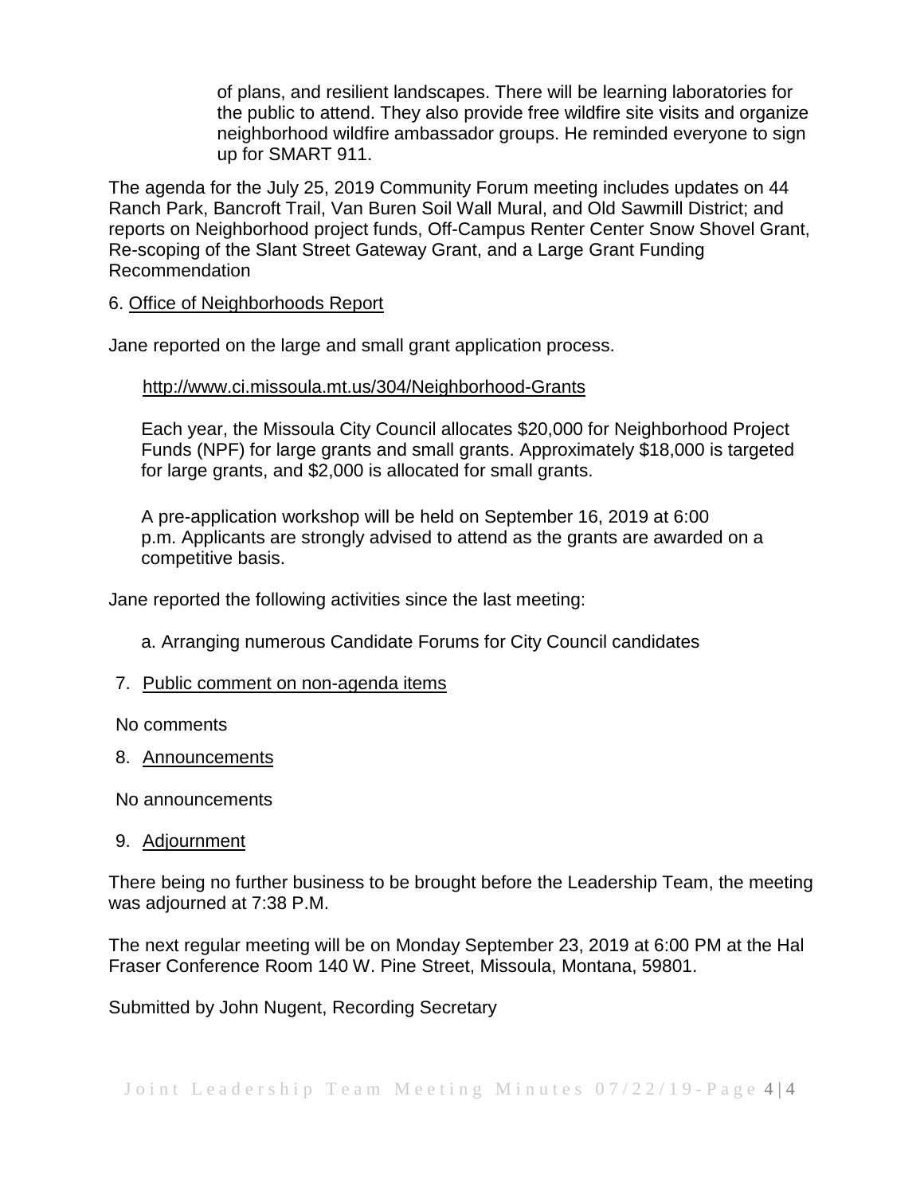of plans, and resilient landscapes. There will be learning laboratories for the public to attend. They also provide free wildfire site visits and organize neighborhood wildfire ambassador groups. He reminded everyone to sign up for SMART 911.

The agenda for the July 25, 2019 Community Forum meeting includes updates on 44 Ranch Park, Bancroft Trail, Van Buren Soil Wall Mural, and Old Sawmill District; and reports on Neighborhood project funds, Off-Campus Renter Center Snow Shovel Grant, Re-scoping of the Slant Street Gateway Grant, and a Large Grant Funding Recommendation

6. Office of Neighborhoods Report

Jane reported on the large and small grant application process.

http://www.ci.missoula.mt.us/304/Neighborhood-Grants

Each year, the Missoula City Council allocates $20,000 for Neighborhood Project Funds (NPF) for large grants and small grants. Approximately $18,000 is targeted for large grants, and $2,000 is allocated for small grants.

A pre-application workshop will be held on September 16, 2019 at 6:00 p.m. Applicants are strongly advised to attend as the grants are awarded on a competitive basis.

Jane reported the following activities since the last meeting:

a. Arranging numerous Candidate Forums for City Council candidates

7. Public comment on non-agenda items

No comments

8. Announcements

No announcements

9. Adjournment

There being no further business to be brought before the Leadership Team, the meeting was adjourned at 7:38 P.M.

The next regular meeting will be on Monday September 23, 2019 at 6:00 PM at the Hal Fraser Conference Room 140 W. Pine Street, Missoula, Montana, 59801.

Submitted by John Nugent, Recording Secretary